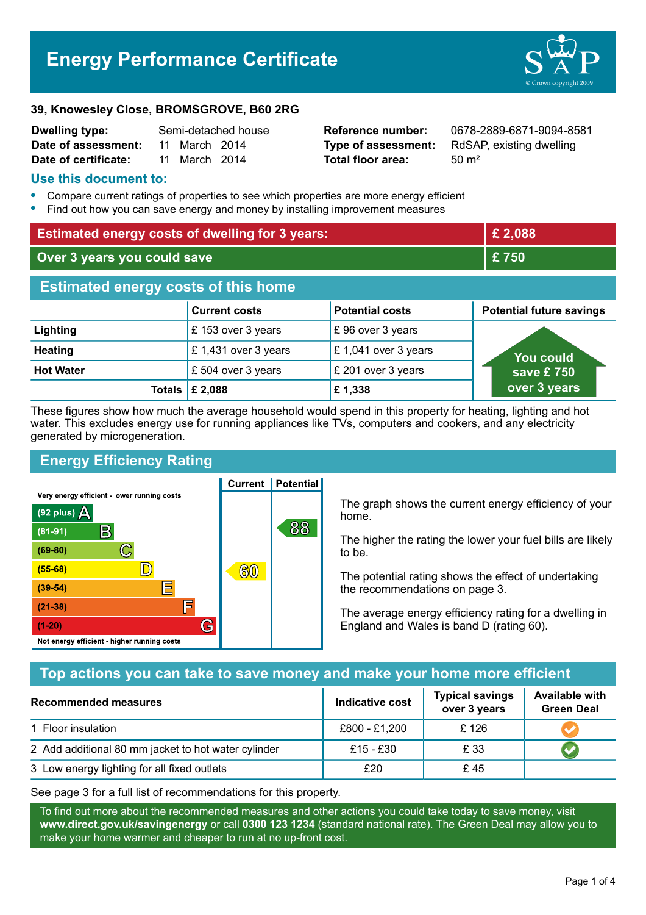# Energy Performance Certificate

© Crown copyright 2009

**39, Knowesley Close, BROMSGROVE, B60 2RG**

| | | | |
|---|---|---|---|
| **Dwelling type:** | Semi-detached house | **Reference number:** | 0678-2889-6871-9094-8581 |
| **Date of assessment:** | 11 March 2014 | **Type of assessment:** | RdSAP, existing dwelling |
| **Date of certificate:** | 11 March 2014 | **Total floor area:** | 50 m² |

## Use this document to:

- Compare current ratings of properties to see which properties are more energy efficient
- Find out how you can save energy and money by installing improvement measures

| | |
|---|---|
| **Estimated energy costs of dwelling for 3 years:** | **£ 2,088** |
| **Over 3 years you could save** | **£ 750** |

## Estimated energy costs of this home

| | Current costs | Potential costs | Potential future savings |
|---|---|---|---|
| **Lighting** | £ 153 over 3 years | £ 96 over 3 years | You could save £ 750 over 3 years |
| **Heating** | £ 1,431 over 3 years | £ 1,041 over 3 years | |
| **Hot Water** | £ 504 over 3 years | £ 201 over 3 years | |
| **Totals** | **£ 2,088** | **£ 1,338** | |

These figures show how much the average household would spend in this property for heating, lighting and hot water. This excludes energy use for running appliances like TVs, computers and cookers, and any electricity generated by microgeneration.

## Energy Efficiency Rating

Very energy efficient - lower running costs

| Rating | Band | Current | Potential |
|---|---|---|---|
| (92 plus) | A | | |
| (81-91) | B | | 88 |
| (69-80) | C | | |
| (55-68) | D | 60 | |
| (39-54) | E | | |
| (21-38) | F | | |
| (1-20) | G | | |

Not energy efficient - higher running costs

The graph shows the current energy efficiency of your home.

The higher the rating the lower your fuel bills are likely to be.

The potential rating shows the effect of undertaking the recommendations on page 3.

The average energy efficiency rating for a dwelling in England and Wales is band D (rating 60).

## Top actions you can take to save money and make your home more efficient

| Recommended measures | Indicative cost | Typical savings over 3 years | Available with Green Deal |
|---|---|---|---|
| 1 Floor insulation | £800 - £1,200 | £ 126 | ✔ |
| 2 Add additional 80 mm jacket to hot water cylinder | £15 - £30 | £ 33 | ✔ |
| 3 Low energy lighting for all fixed outlets | £20 | £ 45 | |

See page 3 for a full list of recommendations for this property.

To find out more about the recommended measures and other actions you could take today to save money, visit **www.direct.gov.uk/savingenergy** or call **0300 123 1234** (standard national rate). The Green Deal may allow you to make your home warmer and cheaper to run at no up-front cost.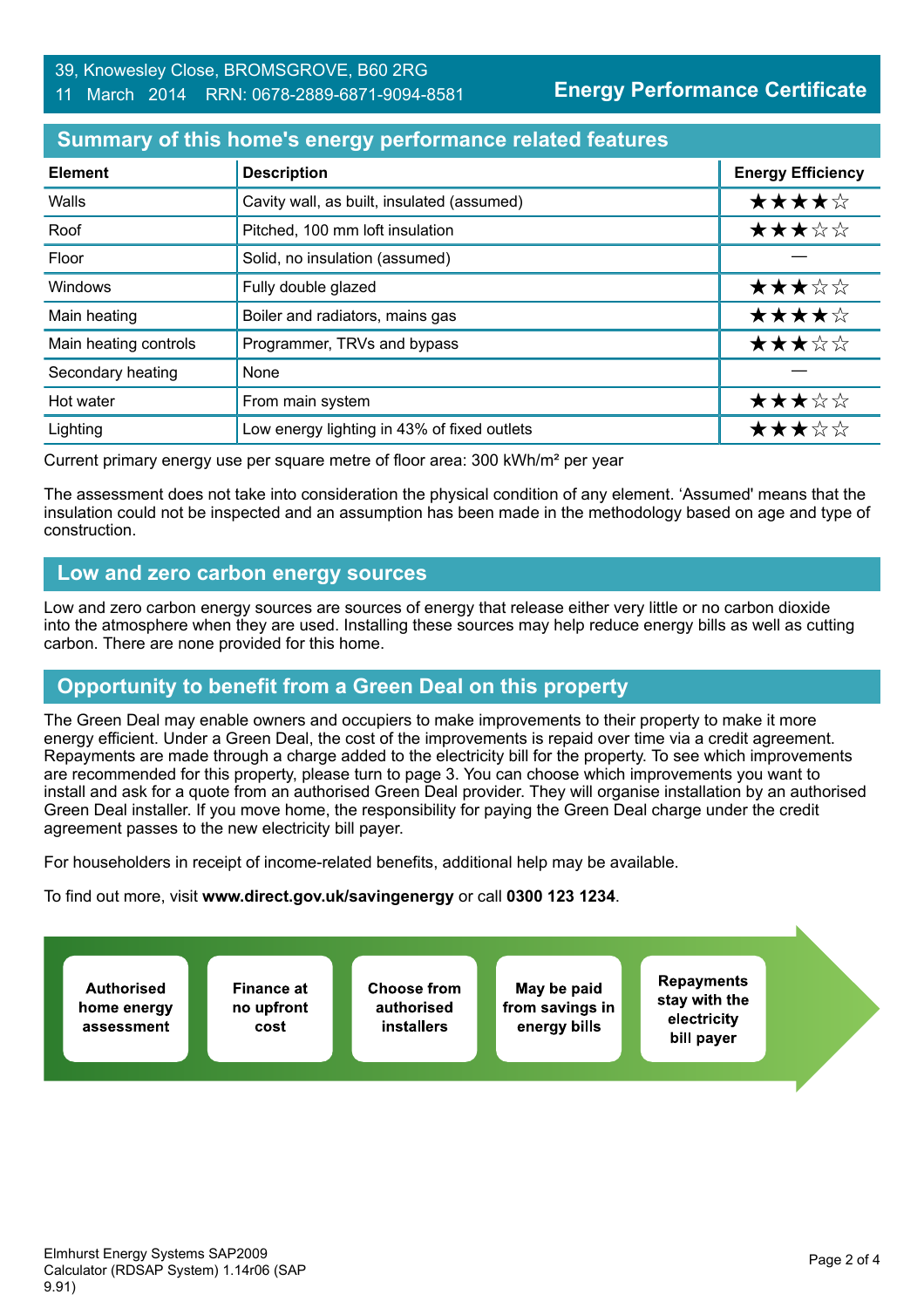39, Knowesley Close, BROMSGROVE, B60 2RG
11 March 2014 RRN: 0678-2889-6871-9094-8581

**Energy Performance Certificate**

## Summary of this home's energy performance related features

| Element | Description | Energy Efficiency |
|---|---|---|
| Walls | Cavity wall, as built, insulated (assumed) | ★★★★☆ |
| Roof | Pitched, 100 mm loft insulation | ★★★☆☆ |
| Floor | Solid, no insulation (assumed) | — |
| Windows | Fully double glazed | ★★★☆☆ |
| Main heating | Boiler and radiators, mains gas | ★★★★☆ |
| Main heating controls | Programmer, TRVs and bypass | ★★★☆☆ |
| Secondary heating | None | — |
| Hot water | From main system | ★★★☆☆ |
| Lighting | Low energy lighting in 43% of fixed outlets | ★★★☆☆ |

Current primary energy use per square metre of floor area: 300 kWh/m² per year

The assessment does not take into consideration the physical condition of any element. 'Assumed' means that the insulation could not be inspected and an assumption has been made in the methodology based on age and type of construction.

## Low and zero carbon energy sources

Low and zero carbon energy sources are sources of energy that release either very little or no carbon dioxide into the atmosphere when they are used. Installing these sources may help reduce energy bills as well as cutting carbon. There are none provided for this home.

## Opportunity to benefit from a Green Deal on this property

The Green Deal may enable owners and occupiers to make improvements to their property to make it more energy efficient. Under a Green Deal, the cost of the improvements is repaid over time via a credit agreement. Repayments are made through a charge added to the electricity bill for the property. To see which improvements are recommended for this property, please turn to page 3. You can choose which improvements you want to install and ask for a quote from an authorised Green Deal provider. They will organise installation by an authorised Green Deal installer. If you move home, the responsibility for paying the Green Deal charge under the credit agreement passes to the new electricity bill payer.

For householders in receipt of income-related benefits, additional help may be available.

To find out more, visit **www.direct.gov.uk/savingenergy** or call **0300 123 1234**.

- **Authorised home energy assessment**
- **Finance at no upfront cost**
- **Choose from authorised installers**
- **May be paid from savings in energy bills**
- **Repayments stay with the electricity bill payer**

Elmhurst Energy Systems SAP2009 Calculator (RDSAP System) 1.14r06 (SAP 9.91)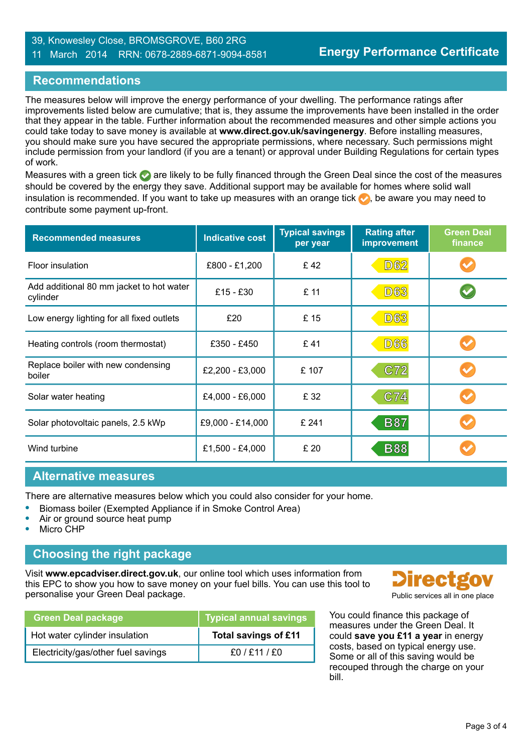39, Knowesley Close, BROMSGROVE, B60 2RG
11 March 2014 RRN: 0678-2889-6871-9094-8581

**Energy Performance Certificate**

## Recommendations

The measures below will improve the energy performance of your dwelling. The performance ratings after improvements listed below are cumulative; that is, they assume the improvements have been installed in the order that they appear in the table. Further information about the recommended measures and other simple actions you could take today to save money is available at **www.direct.gov.uk/savingenergy**. Before installing measures, you should make sure you have secured the appropriate permissions, where necessary. Such permissions might include permission from your landlord (if you are a tenant) or approval under Building Regulations for certain types of work.

Measures with a green tick ✔ are likely to be fully financed through the Green Deal since the cost of the measures should be covered by the energy they save. Additional support may be available for homes where solid wall insulation is recommended. If you want to take up measures with an orange tick ✔, be aware you may need to contribute some payment up-front.

| Recommended measures | Indicative cost | Typical savings per year | Rating after improvement | Green Deal finance |
|---|---|---|---|---|
| Floor insulation | £800 - £1,200 | £ 42 | D62 | ✔ (orange) |
| Add additional 80 mm jacket to hot water cylinder | £15 - £30 | £ 11 | D63 | ✔ (green) |
| Low energy lighting for all fixed outlets | £20 | £ 15 | D63 | |
| Heating controls (room thermostat) | £350 - £450 | £ 41 | D66 | ✔ (orange) |
| Replace boiler with new condensing boiler | £2,200 - £3,000 | £ 107 | C72 | ✔ (orange) |
| Solar water heating | £4,000 - £6,000 | £ 32 | C74 | ✔ (orange) |
| Solar photovoltaic panels, 2.5 kWp | £9,000 - £14,000 | £ 241 | B87 | ✔ (orange) |
| Wind turbine | £1,500 - £4,000 | £ 20 | B88 | ✔ (orange) |

## Alternative measures

There are alternative measures below which you could also consider for your home.

- Biomass boiler (Exempted Appliance if in Smoke Control Area)
- Air or ground source heat pump
- Micro CHP

## Choosing the right package

Visit **www.epcadviser.direct.gov.uk**, our online tool which uses information from this EPC to show you how to save money on your fuel bills. You can use this tool to personalise your Green Deal package.

Directgov
Public services all in one place

| Green Deal package | Typical annual savings |
|---|---|
| Hot water cylinder insulation | **Total savings of £11** |
| Electricity/gas/other fuel savings | £0 / £11 / £0 |

You could finance this package of measures under the Green Deal. It could **save you £11 a year** in energy costs, based on typical energy use. Some or all of this saving would be recouped through the charge on your bill.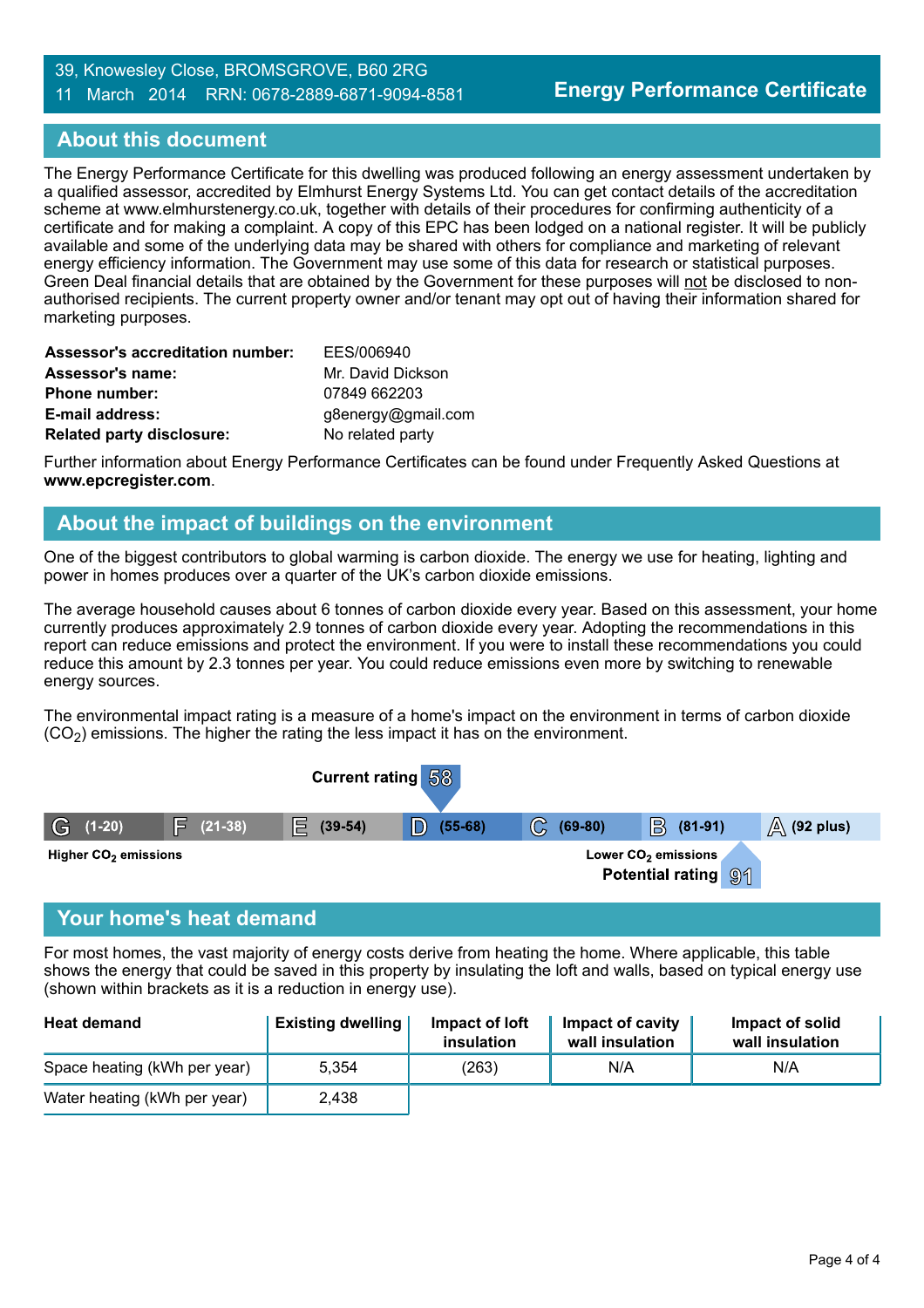39, Knowesley Close, BROMSGROVE, B60 2RG
11 March 2014 RRN: 0678-2889-6871-9094-8581

**Energy Performance Certificate**

## About this document

The Energy Performance Certificate for this dwelling was produced following an energy assessment undertaken by a qualified assessor, accredited by Elmhurst Energy Systems Ltd. You can get contact details of the accreditation scheme at www.elmhurstenergy.co.uk, together with details of their procedures for confirming authenticity of a certificate and for making a complaint. A copy of this EPC has been lodged on a national register. It will be publicly available and some of the underlying data may be shared with others for compliance and marketing of relevant energy efficiency information. The Government may use some of this data for research or statistical purposes. Green Deal financial details that are obtained by the Government for these purposes will not be disclosed to non-authorised recipients. The current property owner and/or tenant may opt out of having their information shared for marketing purposes.

| | |
|---|---|
| **Assessor's accreditation number:** | EES/006940 |
| **Assessor's name:** | Mr. David Dickson |
| **Phone number:** | 07849 662203 |
| **E-mail address:** | g8energy@gmail.com |
| **Related party disclosure:** | No related party |

Further information about Energy Performance Certificates can be found under Frequently Asked Questions at **www.epcregister.com**.

## About the impact of buildings on the environment

One of the biggest contributors to global warming is carbon dioxide. The energy we use for heating, lighting and power in homes produces over a quarter of the UK's carbon dioxide emissions.

The average household causes about 6 tonnes of carbon dioxide every year. Based on this assessment, your home currently produces approximately 2.9 tonnes of carbon dioxide every year. Adopting the recommendations in this report can reduce emissions and protect the environment. If you were to install these recommendations you could reduce this amount by 2.3 tonnes per year. You could reduce emissions even more by switching to renewable energy sources.

The environmental impact rating is a measure of a home's impact on the environment in terms of carbon dioxide ($CO_2$) emissions. The higher the rating the less impact it has on the environment.

Current rating 58

G (1-20) F (21-38) E (39-54) D (55-68) C (69-80) B (81-91) A (92 plus)

Higher $CO_2$ emissions

Lower $CO_2$ emissions

Potential rating 91

## Your home's heat demand

For most homes, the vast majority of energy costs derive from heating the home. Where applicable, this table shows the energy that could be saved in this property by insulating the loft and walls, based on typical energy use (shown within brackets as it is a reduction in energy use).

| Heat demand | Existing dwelling | Impact of loft insulation | Impact of cavity wall insulation | Impact of solid wall insulation |
|---|---|---|---|---|
| Space heating (kWh per year) | 5,354 | (263) | N/A | N/A |
| Water heating (kWh per year) | 2,438 | | | |